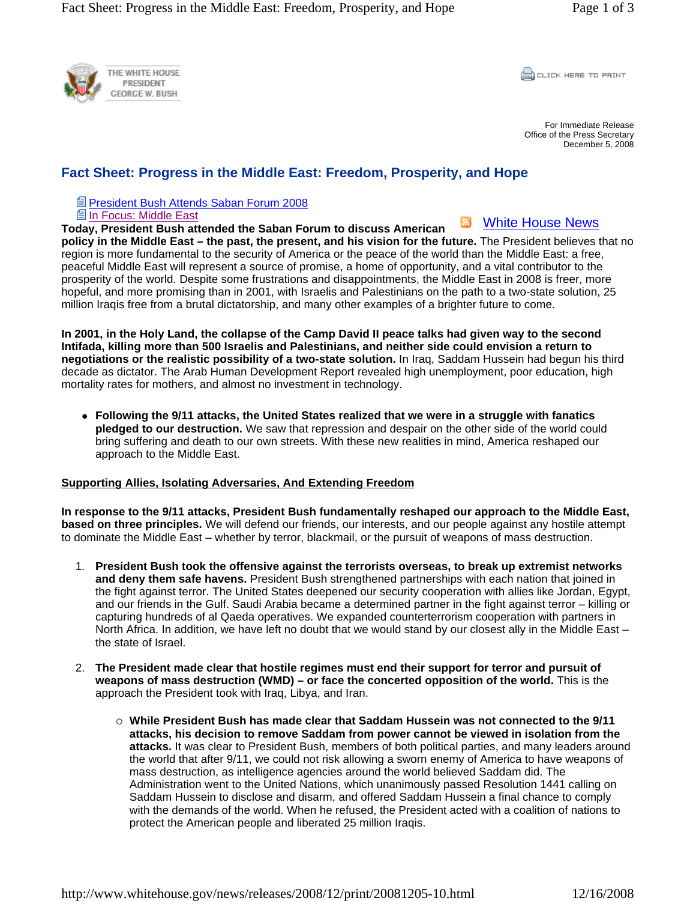THE WHITE HOUSE
PRESIDENT
GEORGE W. BUSH

CLICK HERE TO PRINT

For Immediate Release
Office of the Press Secretary
December 5, 2008

# Fact Sheet: Progress in the Middle East: Freedom, Prosperity, and Hope

- President Bush Attends Saban Forum 2008
- In Focus: Middle East

White House News

**Today, President Bush attended the Saban Forum to discuss American policy in the Middle East – the past, the present, and his vision for the future.** The President believes that no region is more fundamental to the security of America or the peace of the world than the Middle East: a free, peaceful Middle East will represent a source of promise, a home of opportunity, and a vital contributor to the prosperity of the world. Despite some frustrations and disappointments, the Middle East in 2008 is freer, more hopeful, and more promising than in 2001, with Israelis and Palestinians on the path to a two-state solution, 25 million Iraqis free from a brutal dictatorship, and many other examples of a brighter future to come.

**In 2001, in the Holy Land, the collapse of the Camp David II peace talks had given way to the second Intifada, killing more than 500 Israelis and Palestinians, and neither side could envision a return to negotiations or the realistic possibility of a two-state solution.** In Iraq, Saddam Hussein had begun his third decade as dictator. The Arab Human Development Report revealed high unemployment, poor education, high mortality rates for mothers, and almost no investment in technology.

- **Following the 9/11 attacks, the United States realized that we were in a struggle with fanatics pledged to our destruction.** We saw that repression and despair on the other side of the world could bring suffering and death to our own streets. With these new realities in mind, America reshaped our approach to the Middle East.

<u>**Supporting Allies, Isolating Adversaries, And Extending Freedom**</u>

**In response to the 9/11 attacks, President Bush fundamentally reshaped our approach to the Middle East, based on three principles.** We will defend our friends, our interests, and our people against any hostile attempt to dominate the Middle East – whether by terror, blackmail, or the pursuit of weapons of mass destruction.

1. **President Bush took the offensive against the terrorists overseas, to break up extremist networks and deny them safe havens.** President Bush strengthened partnerships with each nation that joined in the fight against terror. The United States deepened our security cooperation with allies like Jordan, Egypt, and our friends in the Gulf. Saudi Arabia became a determined partner in the fight against terror – killing or capturing hundreds of al Qaeda operatives. We expanded counterterrorism cooperation with partners in North Africa. In addition, we have left no doubt that we would stand by our closest ally in the Middle East – the state of Israel.

2. **The President made clear that hostile regimes must end their support for terror and pursuit of weapons of mass destruction (WMD) – or face the concerted opposition of the world.** This is the approach the President took with Iraq, Libya, and Iran.

    - **While President Bush has made clear that Saddam Hussein was not connected to the 9/11 attacks, his decision to remove Saddam from power cannot be viewed in isolation from the attacks.** It was clear to President Bush, members of both political parties, and many leaders around the world that after 9/11, we could not risk allowing a sworn enemy of America to have weapons of mass destruction, as intelligence agencies around the world believed Saddam did. The Administration went to the United Nations, which unanimously passed Resolution 1441 calling on Saddam Hussein to disclose and disarm, and offered Saddam Hussein a final chance to comply with the demands of the world. When he refused, the President acted with a coalition of nations to protect the American people and liberated 25 million Iraqis.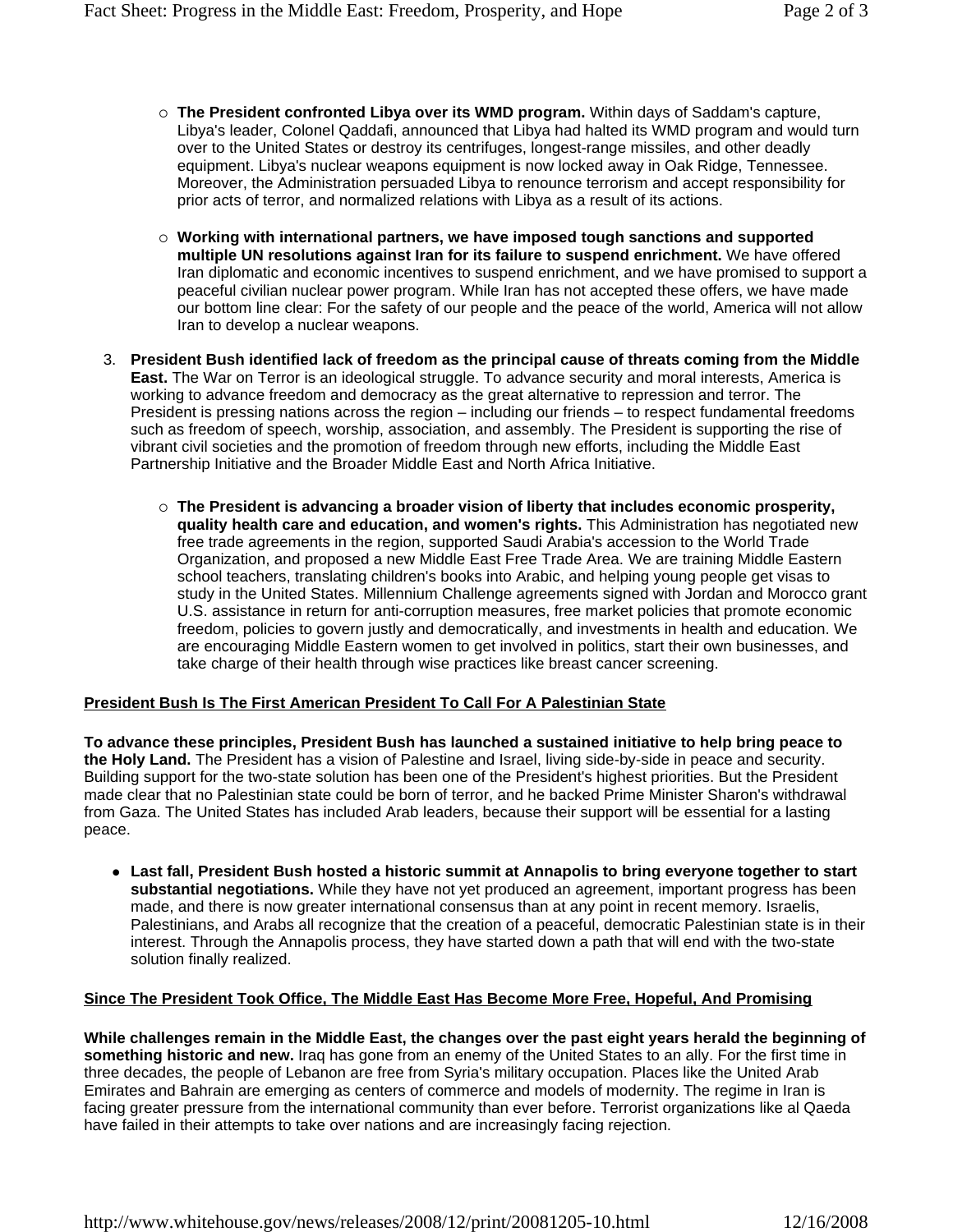- **The President confronted Libya over its WMD program.** Within days of Saddam's capture, Libya's leader, Colonel Qaddafi, announced that Libya had halted its WMD program and would turn over to the United States or destroy its centrifuges, longest-range missiles, and other deadly equipment. Libya's nuclear weapons equipment is now locked away in Oak Ridge, Tennessee. Moreover, the Administration persuaded Libya to renounce terrorism and accept responsibility for prior acts of terror, and normalized relations with Libya as a result of its actions.

- **Working with international partners, we have imposed tough sanctions and supported multiple UN resolutions against Iran for its failure to suspend enrichment.** We have offered Iran diplomatic and economic incentives to suspend enrichment, and we have promised to support a peaceful civilian nuclear power program. While Iran has not accepted these offers, we have made our bottom line clear: For the safety of our people and the peace of the world, America will not allow Iran to develop a nuclear weapons.

3. **President Bush identified lack of freedom as the principal cause of threats coming from the Middle East.** The War on Terror is an ideological struggle. To advance security and moral interests, America is working to advance freedom and democracy as the great alternative to repression and terror. The President is pressing nations across the region – including our friends – to respect fundamental freedoms such as freedom of speech, worship, association, and assembly. The President is supporting the rise of vibrant civil societies and the promotion of freedom through new efforts, including the Middle East Partnership Initiative and the Broader Middle East and North Africa Initiative.

    - **The President is advancing a broader vision of liberty that includes economic prosperity, quality health care and education, and women's rights.** This Administration has negotiated new free trade agreements in the region, supported Saudi Arabia's accession to the World Trade Organization, and proposed a new Middle East Free Trade Area. We are training Middle Eastern school teachers, translating children's books into Arabic, and helping young people get visas to study in the United States. Millennium Challenge agreements signed with Jordan and Morocco grant U.S. assistance in return for anti-corruption measures, free market policies that promote economic freedom, policies to govern justly and democratically, and investments in health and education. We are encouraging Middle Eastern women to get involved in politics, start their own businesses, and take charge of their health through wise practices like breast cancer screening.

## President Bush Is The First American President To Call For A Palestinian State

**To advance these principles, President Bush has launched a sustained initiative to help bring peace to the Holy Land.** The President has a vision of Palestine and Israel, living side-by-side in peace and security. Building support for the two-state solution has been one of the President's highest priorities. But the President made clear that no Palestinian state could be born of terror, and he backed Prime Minister Sharon's withdrawal from Gaza. The United States has included Arab leaders, because their support will be essential for a lasting peace.

- **Last fall, President Bush hosted a historic summit at Annapolis to bring everyone together to start substantial negotiations.** While they have not yet produced an agreement, important progress has been made, and there is now greater international consensus than at any point in recent memory. Israelis, Palestinians, and Arabs all recognize that the creation of a peaceful, democratic Palestinian state is in their interest. Through the Annapolis process, they have started down a path that will end with the two-state solution finally realized.

## Since The President Took Office, The Middle East Has Become More Free, Hopeful, And Promising

**While challenges remain in the Middle East, the changes over the past eight years herald the beginning of something historic and new.** Iraq has gone from an enemy of the United States to an ally. For the first time in three decades, the people of Lebanon are free from Syria's military occupation. Places like the United Arab Emirates and Bahrain are emerging as centers of commerce and models of modernity. The regime in Iran is facing greater pressure from the international community than ever before. Terrorist organizations like al Qaeda have failed in their attempts to take over nations and are increasingly facing rejection.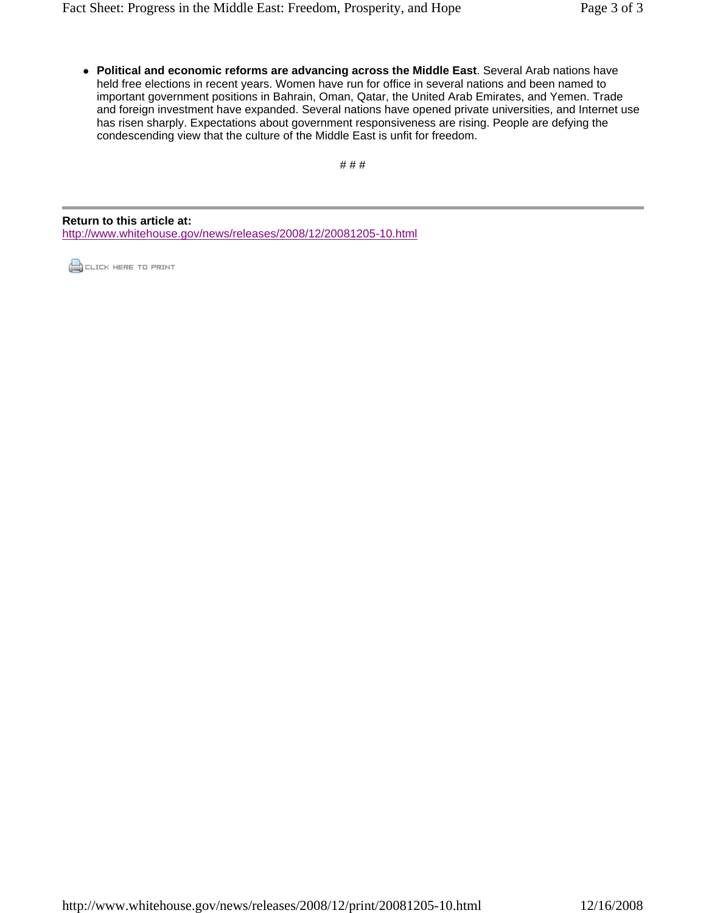- **Political and economic reforms are advancing across the Middle East**. Several Arab nations have held free elections in recent years. Women have run for office in several nations and been named to important government positions in Bahrain, Oman, Qatar, the United Arab Emirates, and Yemen. Trade and foreign investment have expanded. Several nations have opened private universities, and Internet use has risen sharply. Expectations about government responsiveness are rising. People are defying the condescending view that the culture of the Middle East is unfit for freedom.

# # #

---

**Return to this article at:**
http://www.whitehouse.gov/news/releases/2008/12/20081205-10.html

CLICK HERE TO PRINT